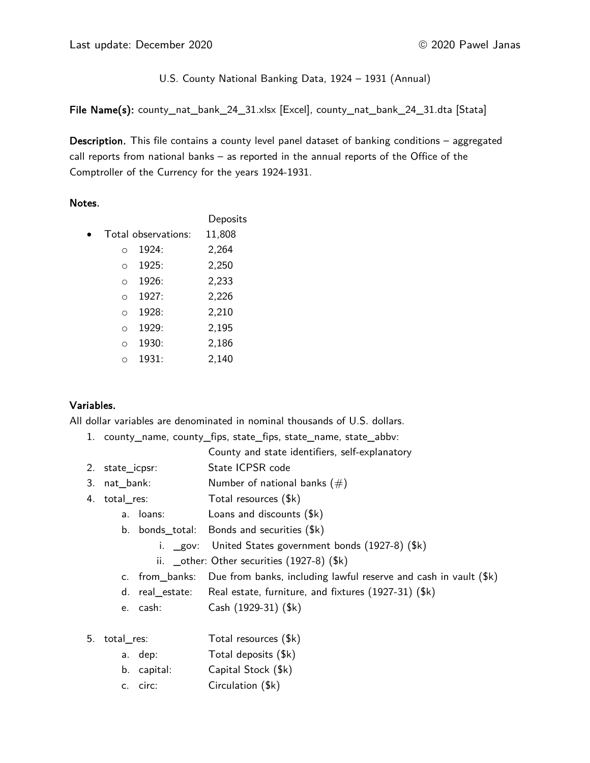Last update: December 2020 © 2020 Pawel Janas

U.S. County National Banking Data, 1924 – 1931 (Annual)

**File Name(s):** county_nat_bank_24_31.xlsx [Excel], county_nat_bank_24_31.dta [Stata]

**Description.** This file contains a county level panel dataset of banking conditions – aggregated call reports from national banks – as reported in the annual reports of the Office of the Comptroller of the Currency for the years 1924-1931.

**Notes.**

| | Deposits |
|---|---|
| • Total observations: | 11,808 |
| ○ 1924: | 2,264 |
| ○ 1925: | 2,250 |
| ○ 1926: | 2,233 |
| ○ 1927: | 2,226 |
| ○ 1928: | 2,210 |
| ○ 1929: | 2,195 |
| ○ 1930: | 2,186 |
| ○ 1931: | 2,140 |

**Variables.**

All dollar variables are denominated in nominal thousands of U.S. dollars.

1. county_name, county_fips, state_fips, state_name, state_abbv: County and state identifiers, self-explanatory
2. state_icpsr: State ICPSR code
3. nat_bank: Number of national banks (#)
4. total_res: Total resources ($k)
   a. loans: Loans and discounts ($k)
   b. bonds_total: Bonds and securities ($k)
      i. _gov: United States government bonds (1927-8) ($k)
      ii. _other: Other securities (1927-8) ($k)
   c. from_banks: Due from banks, including lawful reserve and cash in vault ($k)
   d. real_estate: Real estate, furniture, and fixtures (1927-31) ($k)
   e. cash: Cash (1929-31) ($k)

5. total_res: Total resources ($k)
   a. dep: Total deposits ($k)
   b. capital: Capital Stock ($k)
   c. circ: Circulation ($k)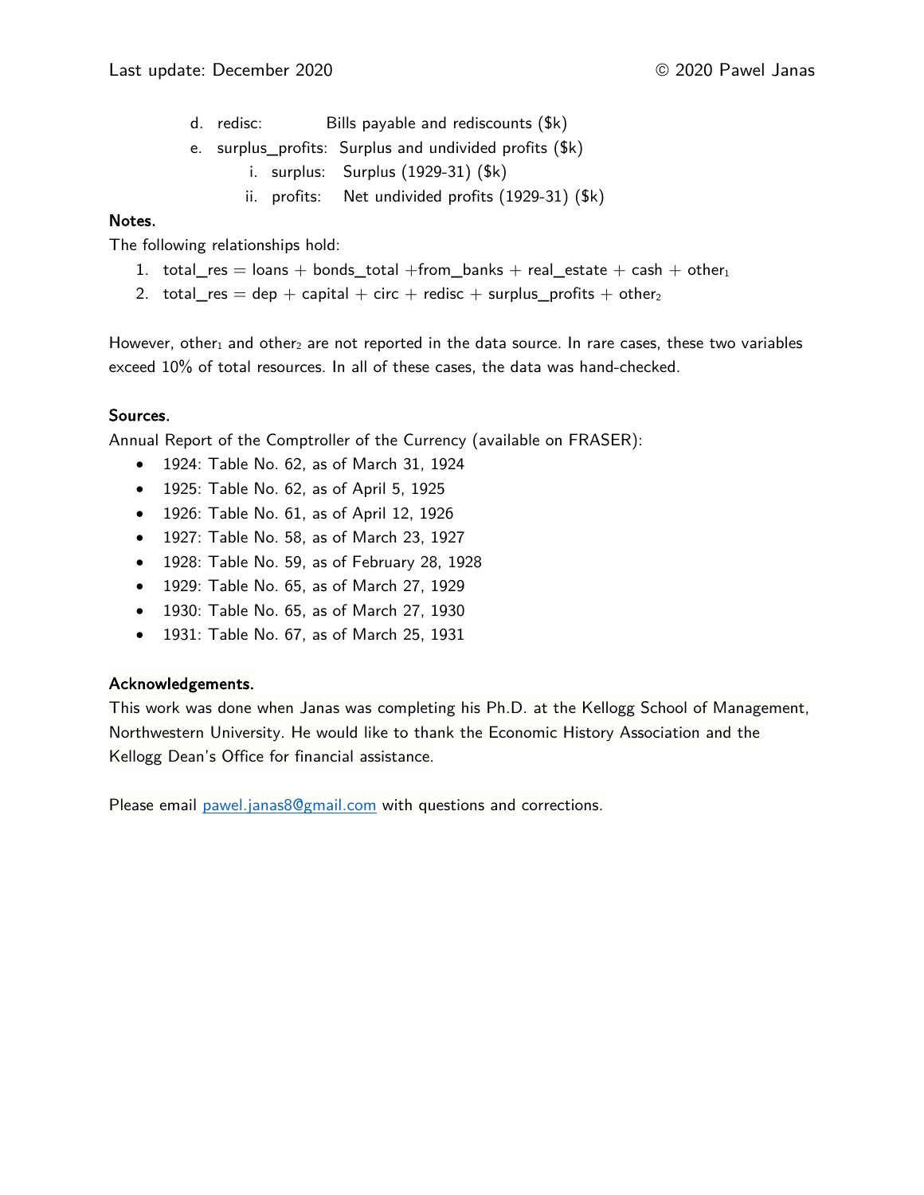d. redisc: Bills payable and rediscounts ($k)

e. surplus_profits: Surplus and undivided profits ($k)

   i. surplus: Surplus (1929-31) ($k)

   ii. profits: Net undivided profits (1929-31) ($k)

**Notes.**

The following relationships hold:

1. total_res = loans + bonds_total +from_banks + real_estate + cash + $other_1$
2. total_res = dep + capital + circ + redisc + surplus_profits + $other_2$

However, $other_1$ and $other_2$ are not reported in the data source. In rare cases, these two variables exceed 10% of total resources. In all of these cases, the data was hand-checked.

**Sources.**

Annual Report of the Comptroller of the Currency (available on FRASER):

- 1924: Table No. 62, as of March 31, 1924
- 1925: Table No. 62, as of April 5, 1925
- 1926: Table No. 61, as of April 12, 1926
- 1927: Table No. 58, as of March 23, 1927
- 1928: Table No. 59, as of February 28, 1928
- 1929: Table No. 65, as of March 27, 1929
- 1930: Table No. 65, as of March 27, 1930
- 1931: Table No. 67, as of March 25, 1931

**Acknowledgements.**

This work was done when Janas was completing his Ph.D. at the Kellogg School of Management, Northwestern University. He would like to thank the Economic History Association and the Kellogg Dean's Office for financial assistance.

Please email pawel.janas8@gmail.com with questions and corrections.